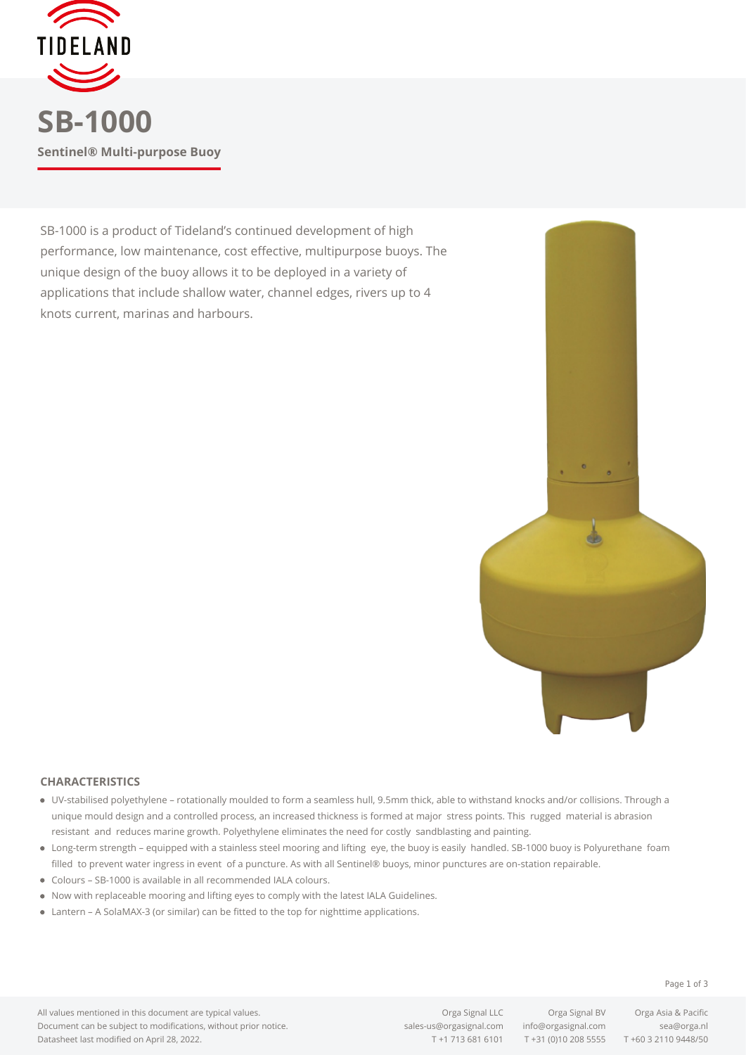# SB-1000

**Sentinel® Multi-purpose Buoy**

SB-1000 is a product of Tideland's continued development of high performance, low maintenance, cost effective, multipurpose buoys. The unique design of the buoy allows it to be deployed in a variety of applications that include shallow water, channel edges, rivers up to 4 knots current, marinas and harbours.

## CHARACTERISTICS

- UV-stabilised polyethylene – rotationally moulded to form a seamless hull, 9.5mm thick, able to withstand knocks and/or collisions. Through a unique mould design and a controlled process, an increased thickness is formed at major stress points. This rugged material is abrasion resistant and reduces marine growth. Polyethylene eliminates the need for costly sandblasting and painting.
- Long-term strength – equipped with a stainless steel mooring and lifting eye, the buoy is easily handled. SB-1000 buoy is Polyurethane foam filled to prevent water ingress in event of a puncture. As with all Sentinel® buoys, minor punctures are on-station repairable.
- Colours – SB-1000 is available in all recommended IALA colours.
- Now with replaceable mooring and lifting eyes to comply with the latest IALA Guidelines.
- Lantern – A SolaMAX-3 (or similar) can be fitted to the top for nighttime applications.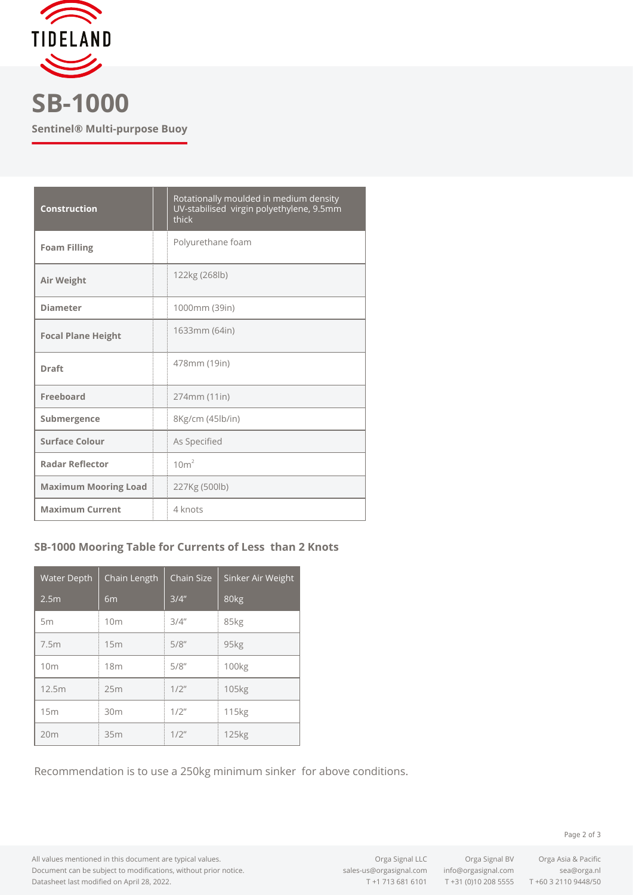# SB-1000

**Sentinel® Multi-purpose Buoy**

| **Construction** | Rotationally moulded in medium density UV-stabilised virgin polyethylene, 9.5mm thick |
|---|---|
| **Foam Filling** | Polyurethane foam |
| **Air Weight** | 122kg (268lb) |
| **Diameter** | 1000mm (39in) |
| **Focal Plane Height** | 1633mm (64in) |
| **Draft** | 478mm (19in) |
| **Freeboard** | 274mm (11in) |
| **Submergence** | 8Kg/cm (45lb/in) |
| **Surface Colour** | As Specified |
| **Radar Reflector** | $10m^2$ |
| **Maximum Mooring Load** | 227Kg (500lb) |
| **Maximum Current** | 4 knots |

### SB-1000 Mooring Table for Currents of Less than 2 Knots

| Water Depth | Chain Length | Chain Size | Sinker Air Weight |
|---|---|---|---|
| 2.5m | 6m | 3/4″ | 80kg |
| 5m | 10m | 3/4″ | 85kg |
| 7.5m | 15m | 5/8″ | 95kg |
| 10m | 18m | 5/8″ | 100kg |
| 12.5m | 25m | 1/2″ | 105kg |
| 15m | 30m | 1/2″ | 115kg |
| 20m | 35m | 1/2″ | 125kg |

Recommendation is to use a 250kg minimum sinker for above conditions.

All values mentioned in this document are typical values.
Document can be subject to modifications, without prior notice.
Datasheet last modified on April 28, 2022.

Orga Signal LLC
sales-us@orgasignal.com
T +1 713 681 6101

Orga Signal BV
info@orgasignal.com
T +31 (0)10 208 5555

Orga Asia & Pacific
sea@orga.nl
T +60 3 2110 9448/50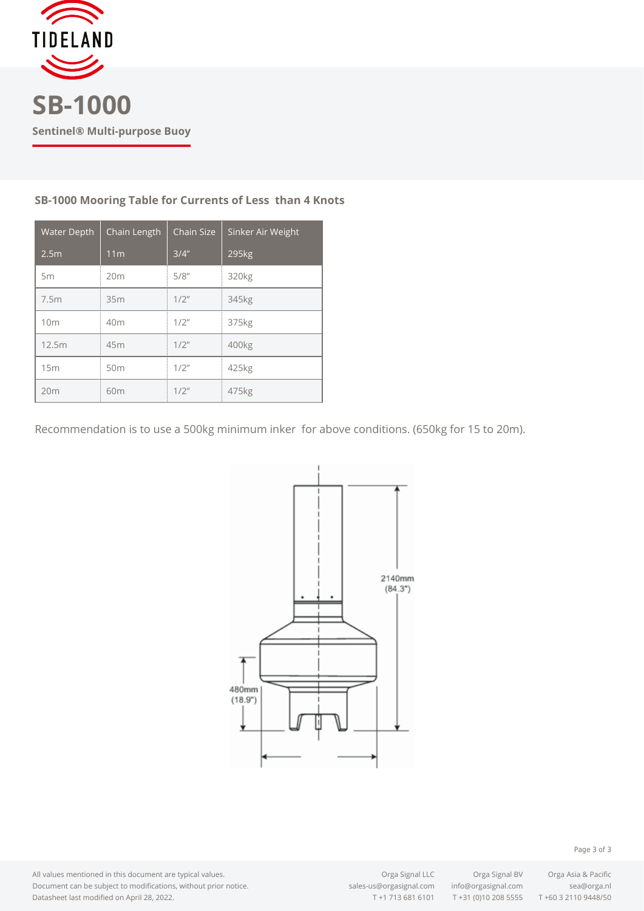# SB-1000

**Sentinel® Multi-purpose Buoy**

### SB-1000 Mooring Table for Currents of Less than 4 Knots

| Water Depth | Chain Length | Chain Size | Sinker Air Weight |
|---|---|---|---|
| 2.5m | 11m | 3/4" | 295kg |
| 5m | 20m | 5/8" | 320kg |
| 7.5m | 35m | 1/2" | 345kg |
| 10m | 40m | 1/2" | 375kg |
| 12.5m | 45m | 1/2" | 400kg |
| 15m | 50m | 1/2" | 425kg |
| 20m | 60m | 1/2" | 475kg |

Recommendation is to use a 500kg minimum inker for above conditions. (650kg for 15 to 20m).

2140mm
(84.3")

480mm
(18.9")

All values mentioned in this document are typical values.
Document can be subject to modifications, without prior notice.
Datasheet last modified on April 28, 2022.

Orga Signal LLC
sales-us@orgasignal.com
T +1 713 681 6101

Orga Signal BV
info@orgasignal.com
T +31 (0)10 208 5555

Orga Asia & Pacific
sea@orga.nl
T +60 3 2110 9448/50